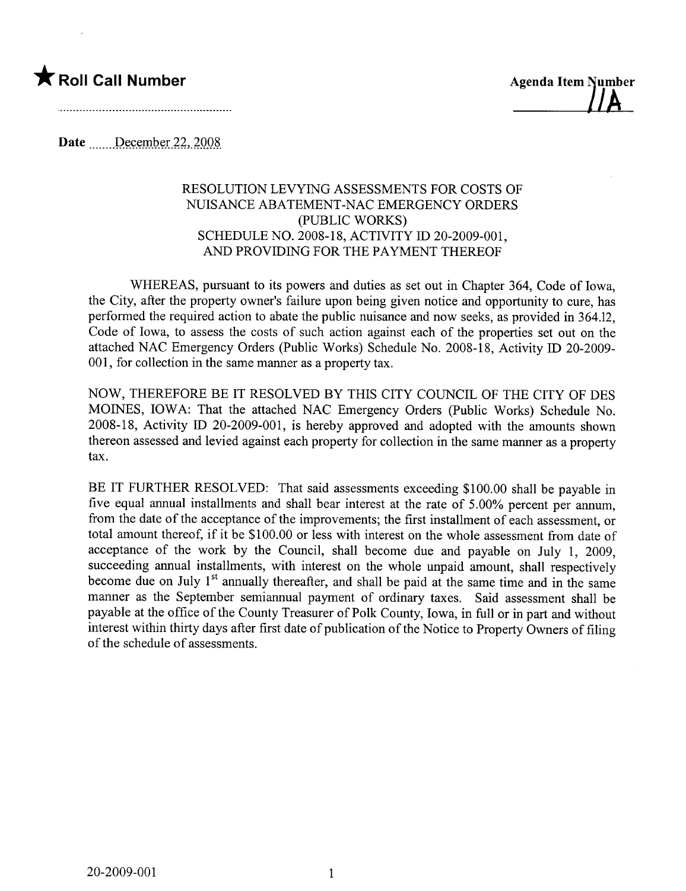★ **Roll Call Number**

..........................................................

**Agenda Item Number**
**11A**

Date December 22, 2008

RESOLUTION LEVYING ASSESSMENTS FOR COSTS OF NUISANCE ABATEMENT-NAC EMERGENCY ORDERS (PUBLIC WORKS) SCHEDULE NO. 2008-18, ACTIVITY ID 20-2009-001, AND PROVIDING FOR THE PAYMENT THEREOF

WHEREAS, pursuant to its powers and duties as set out in Chapter 364, Code of Iowa, the City, after the property owner's failure upon being given notice and opportunity to cure, has performed the required action to abate the public nuisance and now seeks, as provided in 364.12, Code of Iowa, to assess the costs of such action against each of the properties set out on the attached NAC Emergency Orders (Public Works) Schedule No. 2008-18, Activity ID 20-2009-001, for collection in the same manner as a property tax.

NOW, THEREFORE BE IT RESOLVED BY THIS CITY COUNCIL OF THE CITY OF DES MOINES, IOWA: That the attached NAC Emergency Orders (Public Works) Schedule No. 2008-18, Activity ID 20-2009-001, is hereby approved and adopted with the amounts shown thereon assessed and levied against each property for collection in the same manner as a property tax.

BE IT FURTHER RESOLVED: That said assessments exceeding $100.00 shall be payable in five equal annual installments and shall bear interest at the rate of 5.00% percent per annum, from the date of the acceptance of the improvements; the first installment of each assessment, or total amount thereof, if it be $100.00 or less with interest on the whole assessment from date of acceptance of the work by the Council, shall become due and payable on July 1, 2009, succeeding annual installments, with interest on the whole unpaid amount, shall respectively become due on July 1st annually thereafter, and shall be paid at the same time and in the same manner as the September semiannual payment of ordinary taxes. Said assessment shall be payable at the office of the County Treasurer of Polk County, Iowa, in full or in part and without interest within thirty days after first date of publication of the Notice to Property Owners of filing of the schedule of assessments.

20-2009-001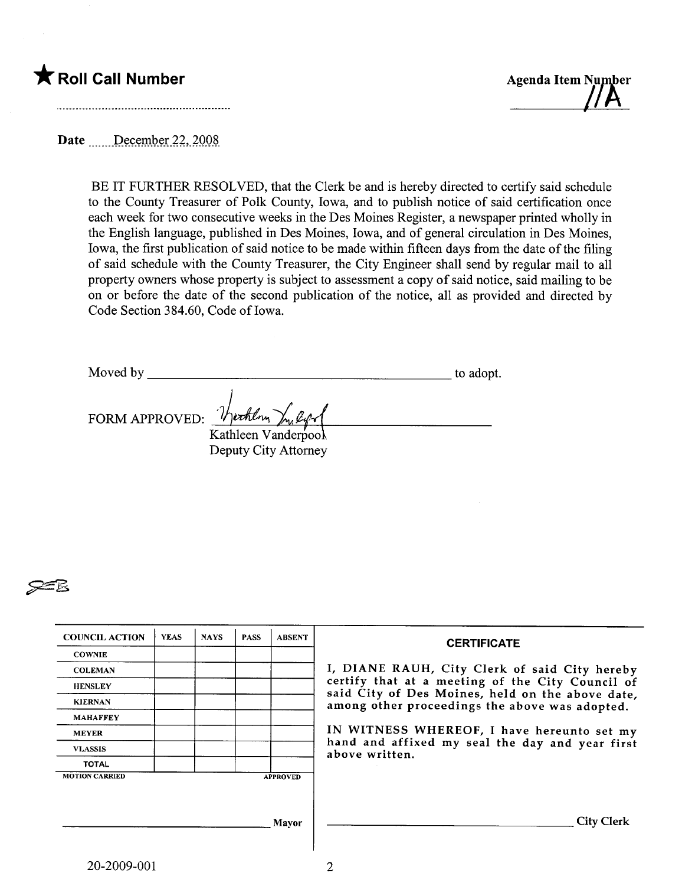★ **Roll Call Number**

..........................................................

**Agenda Item Number**

11A

Date December 22, 2008

BE IT FURTHER RESOLVED, that the Clerk be and is hereby directed to certify said schedule to the County Treasurer of Polk County, Iowa, and to publish notice of said certification once each week for two consecutive weeks in the Des Moines Register, a newspaper printed wholly in the English language, published in Des Moines, Iowa, and of general circulation in Des Moines, Iowa, the first publication of said notice to be made within fifteen days from the date of the filing of said schedule with the County Treasurer, the City Engineer shall send by regular mail to all property owners whose property is subject to assessment a copy of said notice, said mailing to be on or before the date of the second publication of the notice, all as provided and directed by Code Section 384.60, Code of Iowa.

Moved by ______________________________________________ to adopt.

FORM APPROVED: ______________________________
Kathleen Vanderpool
Deputy City Attorney

| COUNCIL ACTION | YEAS | NAYS | PASS | ABSENT |
|---|---|---|---|---|
| COWNIE | | | | |
| COLEMAN | | | | |
| HENSLEY | | | | |
| KIERNAN | | | | |
| MAHAFFEY | | | | |
| MEYER | | | | |
| VLASSIS | | | | |
| TOTAL | | | | |

MOTION CARRIED APPROVED

______________________________ Mayor

**CERTIFICATE**

I, DIANE RAUH, City Clerk of said City hereby certify that at a meeting of the City Council of said City of Des Moines, held on the above date, among other proceedings the above was adopted.

IN WITNESS WHEREOF, I have hereunto set my hand and affixed my seal the day and year first above written.

______________________________ City Clerk

20-2009-001